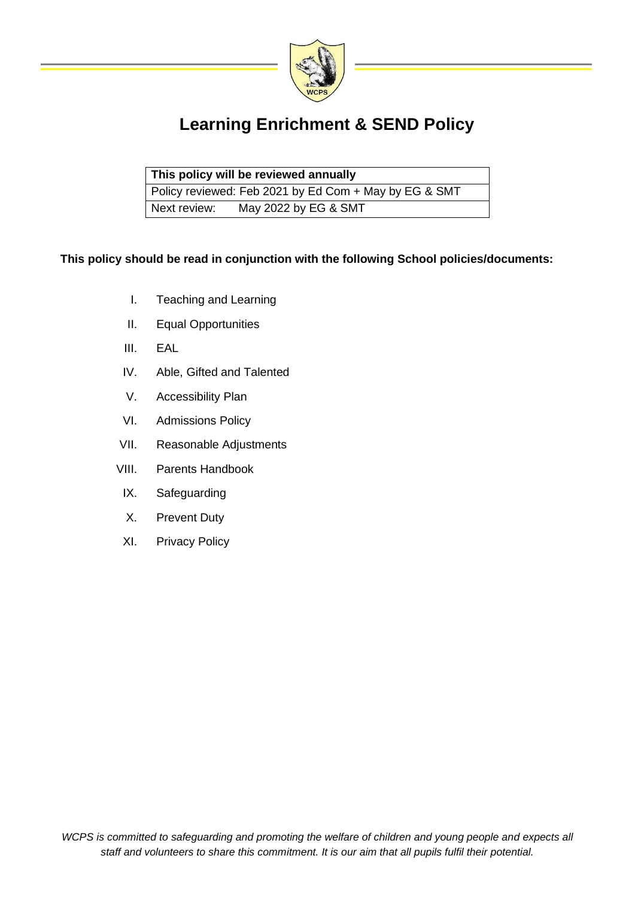# Learning Enrichment & SEND Policy

| This policy will be reviewed annually | |
|---|---|
| Policy reviewed: Feb 2021 by Ed Com + May by EG & SMT | |
| Next review: | May 2022 by EG & SMT |

**This policy should be read in conjunction with the following School policies/documents:**

I. Teaching and Learning
II. Equal Opportunities
III. EAL
IV. Able, Gifted and Talented
V. Accessibility Plan
VI. Admissions Policy
VII. Reasonable Adjustments
VIII. Parents Handbook
IX. Safeguarding
X. Prevent Duty
XI. Privacy Policy

*WCPS is committed to safeguarding and promoting the welfare of children and young people and expects all staff and volunteers to share this commitment. It is our aim that all pupils fulfil their potential.*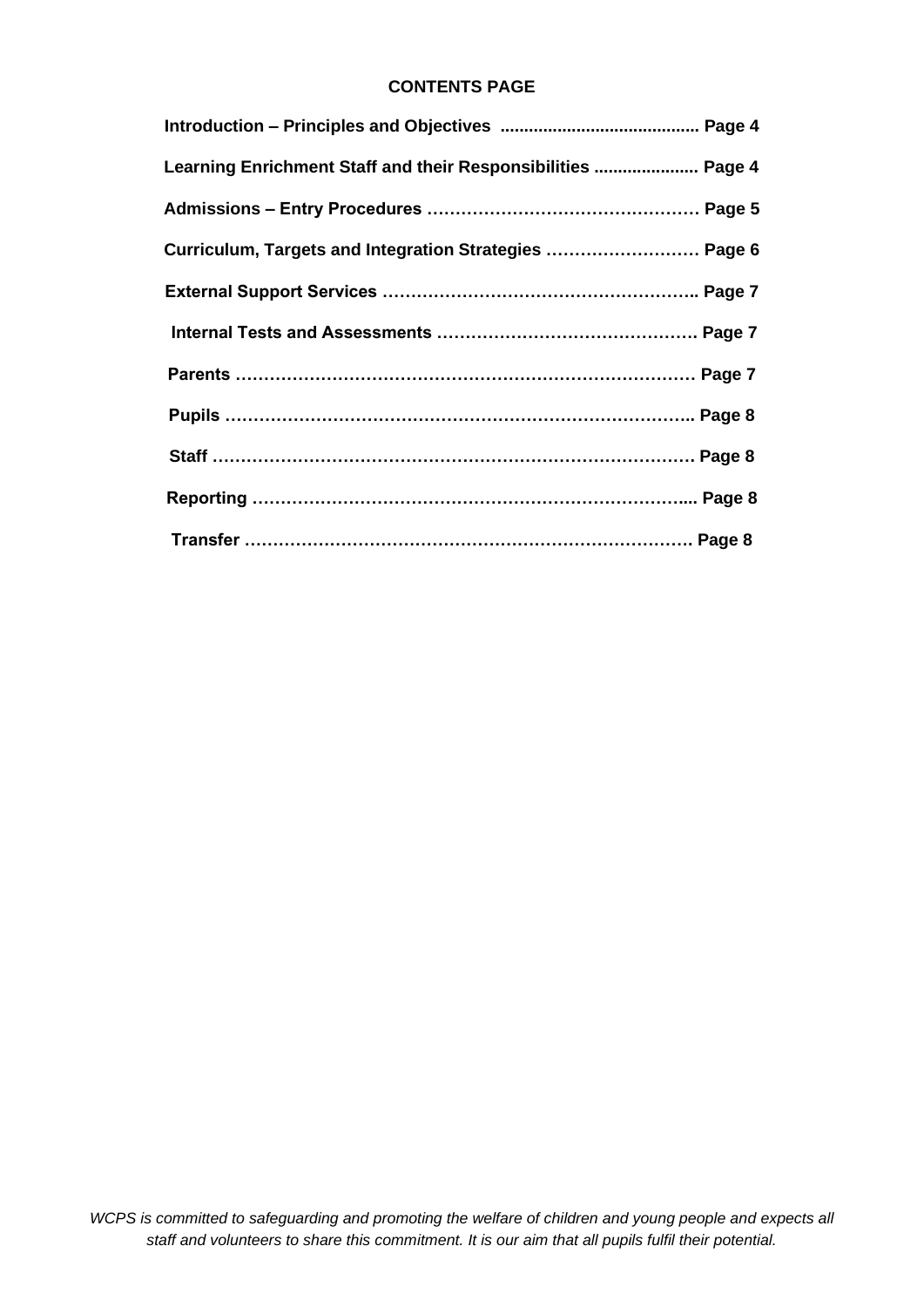**CONTENTS PAGE**

**Introduction – Principles and Objectives .......................................... Page 4**

**Learning Enrichment Staff and their Responsibilities ...................... Page 4**

**Admissions – Entry Procedures ………………………………………… Page 5**

**Curriculum, Targets and Integration Strategies ……………………… Page 6**

**External Support Services ……………………………………………….. Page 7**

**Internal Tests and Assessments ………………………………………. Page 7**

**Parents ………………………………………………………………………… Page 7**

**Pupils ………………………………………………………………………….. Page 8**

**Staff …………………………………………………………………………… Page 8**

**Reporting ……………………………………………………………………... Page 8**

**Transfer ………………………………………………………………………. Page 8**

*WCPS is committed to safeguarding and promoting the welfare of children and young people and expects all staff and volunteers to share this commitment. It is our aim that all pupils fulfil their potential.*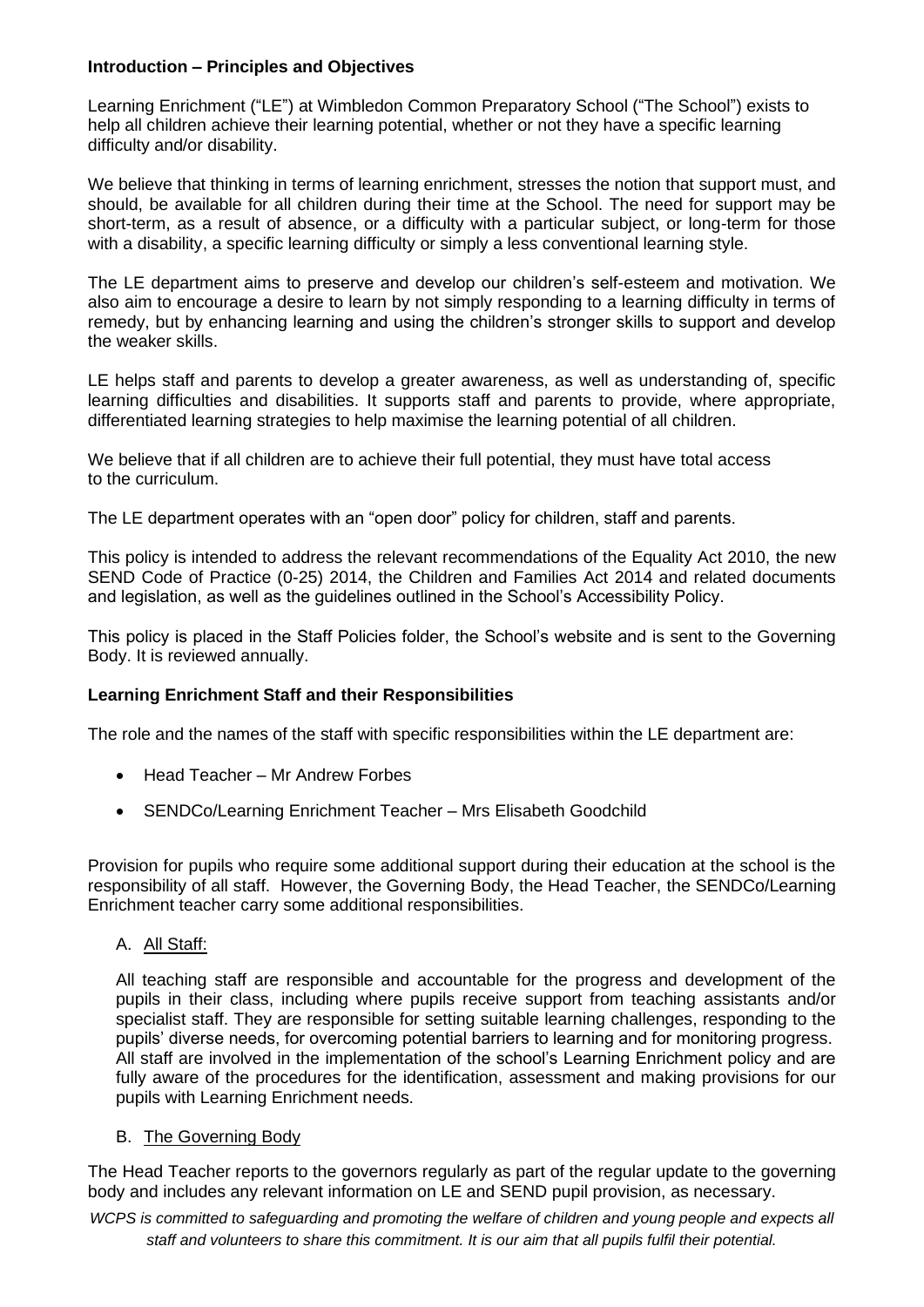**Introduction – Principles and Objectives**

Learning Enrichment ("LE") at Wimbledon Common Preparatory School ("The School") exists to help all children achieve their learning potential, whether or not they have a specific learning difficulty and/or disability.

We believe that thinking in terms of learning enrichment, stresses the notion that support must, and should, be available for all children during their time at the School. The need for support may be short-term, as a result of absence, or a difficulty with a particular subject, or long-term for those with a disability, a specific learning difficulty or simply a less conventional learning style.

The LE department aims to preserve and develop our children's self-esteem and motivation. We also aim to encourage a desire to learn by not simply responding to a learning difficulty in terms of remedy, but by enhancing learning and using the children's stronger skills to support and develop the weaker skills.

LE helps staff and parents to develop a greater awareness, as well as understanding of, specific learning difficulties and disabilities. It supports staff and parents to provide, where appropriate, differentiated learning strategies to help maximise the learning potential of all children.

We believe that if all children are to achieve their full potential, they must have total access to the curriculum.

The LE department operates with an "open door" policy for children, staff and parents.

This policy is intended to address the relevant recommendations of the Equality Act 2010, the new SEND Code of Practice (0-25) 2014, the Children and Families Act 2014 and related documents and legislation, as well as the guidelines outlined in the School's Accessibility Policy.

This policy is placed in the Staff Policies folder, the School's website and is sent to the Governing Body. It is reviewed annually.

**Learning Enrichment Staff and their Responsibilities**

The role and the names of the staff with specific responsibilities within the LE department are:

- Head Teacher – Mr Andrew Forbes
- SENDCo/Learning Enrichment Teacher – Mrs Elisabeth Goodchild

Provision for pupils who require some additional support during their education at the school is the responsibility of all staff. However, the Governing Body, the Head Teacher, the SENDCo/Learning Enrichment teacher carry some additional responsibilities.

A. All Staff:

All teaching staff are responsible and accountable for the progress and development of the pupils in their class, including where pupils receive support from teaching assistants and/or specialist staff. They are responsible for setting suitable learning challenges, responding to the pupils' diverse needs, for overcoming potential barriers to learning and for monitoring progress. All staff are involved in the implementation of the school's Learning Enrichment policy and are fully aware of the procedures for the identification, assessment and making provisions for our pupils with Learning Enrichment needs.

B. The Governing Body

The Head Teacher reports to the governors regularly as part of the regular update to the governing body and includes any relevant information on LE and SEND pupil provision, as necessary.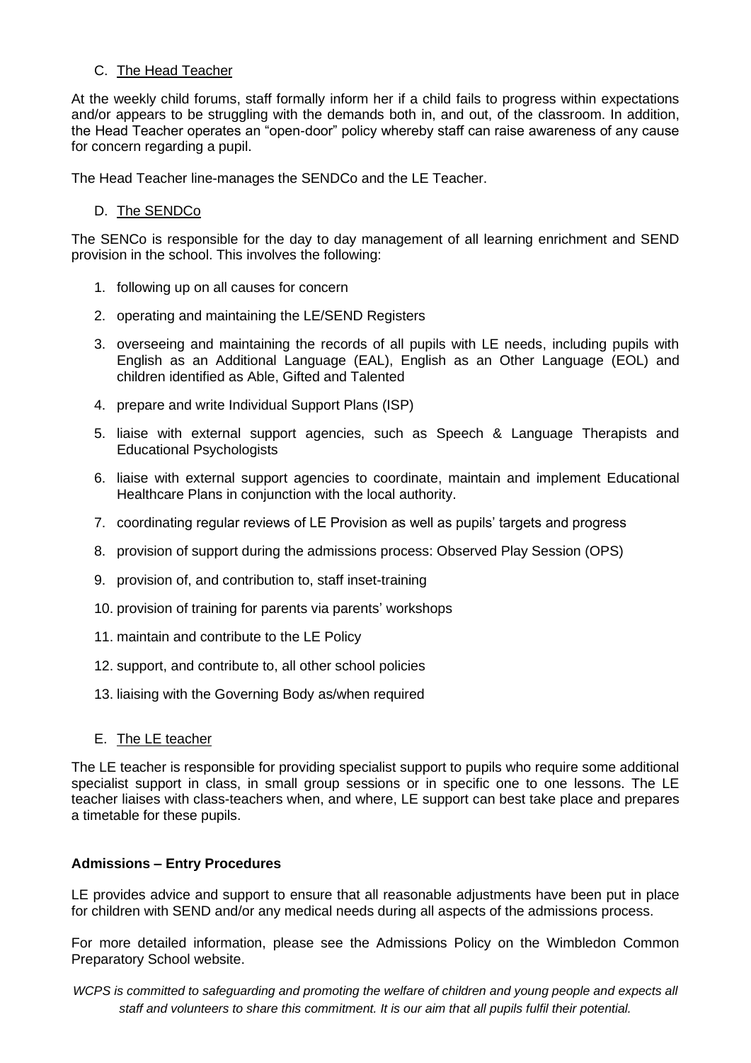C. <u>The Head Teacher</u>

At the weekly child forums, staff formally inform her if a child fails to progress within expectations and/or appears to be struggling with the demands both in, and out, of the classroom. In addition, the Head Teacher operates an "open-door" policy whereby staff can raise awareness of any cause for concern regarding a pupil.

The Head Teacher line-manages the SENDCo and the LE Teacher.

D. <u>The SENDCo</u>

The SENCo is responsible for the day to day management of all learning enrichment and SEND provision in the school. This involves the following:

1. following up on all causes for concern
2. operating and maintaining the LE/SEND Registers
3. overseeing and maintaining the records of all pupils with LE needs, including pupils with English as an Additional Language (EAL), English as an Other Language (EOL) and children identified as Able, Gifted and Talented
4. prepare and write Individual Support Plans (ISP)
5. liaise with external support agencies, such as Speech & Language Therapists and Educational Psychologists
6. liaise with external support agencies to coordinate, maintain and implement Educational Healthcare Plans in conjunction with the local authority.
7. coordinating regular reviews of LE Provision as well as pupils' targets and progress
8. provision of support during the admissions process: Observed Play Session (OPS)
9. provision of, and contribution to, staff inset-training
10. provision of training for parents via parents' workshops
11. maintain and contribute to the LE Policy
12. support, and contribute to, all other school policies
13. liaising with the Governing Body as/when required

E. <u>The LE teacher</u>

The LE teacher is responsible for providing specialist support to pupils who require some additional specialist support in class, in small group sessions or in specific one to one lessons. The LE teacher liaises with class-teachers when, and where, LE support can best take place and prepares a timetable for these pupils.

**Admissions – Entry Procedures**

LE provides advice and support to ensure that all reasonable adjustments have been put in place for children with SEND and/or any medical needs during all aspects of the admissions process.

For more detailed information, please see the Admissions Policy on the Wimbledon Common Preparatory School website.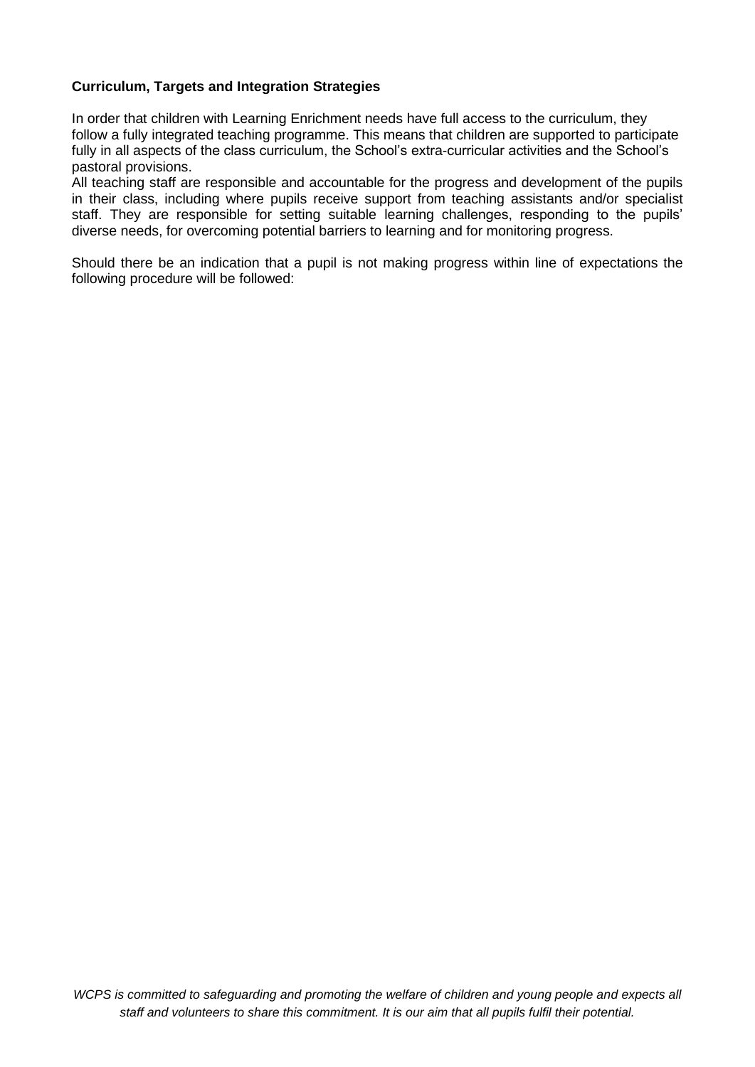**Curriculum, Targets and Integration Strategies**

In order that children with Learning Enrichment needs have full access to the curriculum, they follow a fully integrated teaching programme. This means that children are supported to participate fully in all aspects of the class curriculum, the School's extra-curricular activities and the School's pastoral provisions.
All teaching staff are responsible and accountable for the progress and development of the pupils in their class, including where pupils receive support from teaching assistants and/or specialist staff. They are responsible for setting suitable learning challenges, responding to the pupils' diverse needs, for overcoming potential barriers to learning and for monitoring progress.

Should there be an indication that a pupil is not making progress within line of expectations the following procedure will be followed: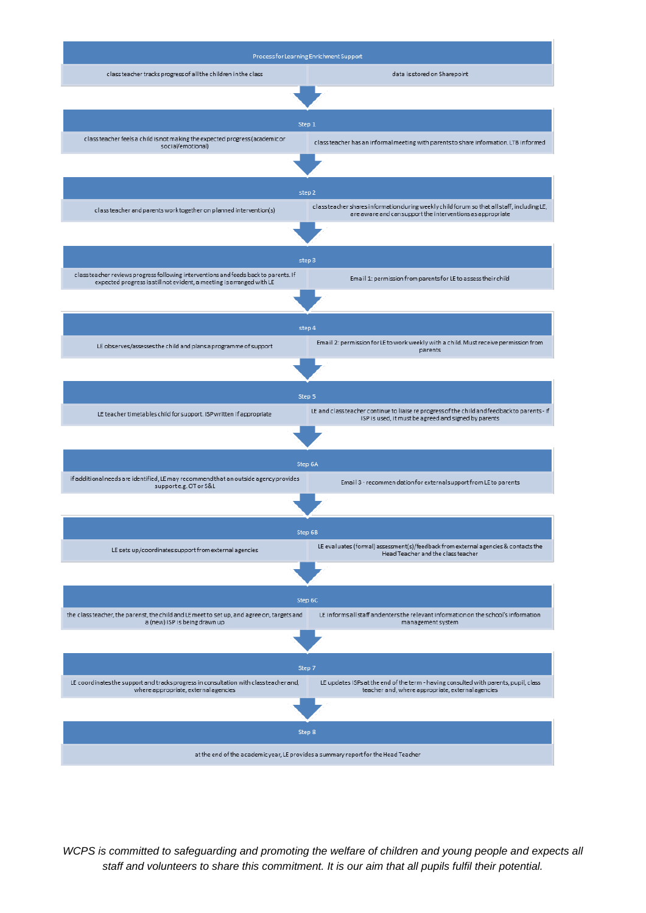# Process for Learning Enrichment Support

| | |
|---|---|
| class teacher tracks progress of all the children in the class | data is stored on Sharepoint |

## Step 1

| | |
|---|---|
| class teacher feels a child is not making the expected progress (academic or social/emotional) | class teacher has an informal meeting with parents to share information. LTB informed |

## step 2

| | |
|---|---|
| class teacher and parents work together on planned intervention(s) | class teacher shares information during weekly child forum so that all staff, including LE, are aware and can support the interventions as appropriate |

## step 3

| | |
|---|---|
| class teacher reviews progress following interventions and feeds back to parents. If expected progress is still not evident, a meeting is arranged with LE | Email 1: permission from parents for LE to assess their child |

## step 4

| | |
|---|---|
| LE observes/assesses the child and plans a programme of support | Email 2: permission for LE to work weekly with a child. Must receive permission from parents |

## Step 5

| | |
|---|---|
| LE teacher timetables child for support. ISP written if appropriate | LE and class teacher continue to liaise re progress of the child and feedback to parents - if ISP is used, it must be agreed and signed by parents |

## Step 6A

| | |
|---|---|
| if additional needs are identified, LE may recommend that an outside agency provides support e.g. OT or S&L | Email 3 - recommendation for external support from LE to parents |

## Step 6B

| | |
|---|---|
| LE sets up/coordinates support from external agencies | LE evaluates (formal) assessment(s)/feedback from external agencies & contacts the Head Teacher and the class teacher |

## Step 6C

| | |
|---|---|
| the class teacher, the parent, the child and LE meet to set up, and agree on, targets and a (new) ISP is being drawn up | LE informs all staff and enters the relevant information on the school's information management system |

## Step 7

| | |
|---|---|
| LE coordinates the support and tracks progress in consultation with class teacher and, where appropriate, external agencies | LE updates ISPs at the end of the term - having consulted with parents, pupil, class teacher and, where appropriate, external agencies |

## Step 8

at the end of the academic year, LE provides a summary report for the Head Teacher

*WCPS is committed to safeguarding and promoting the welfare of children and young people and expects all staff and volunteers to share this commitment. It is our aim that all pupils fulfil their potential.*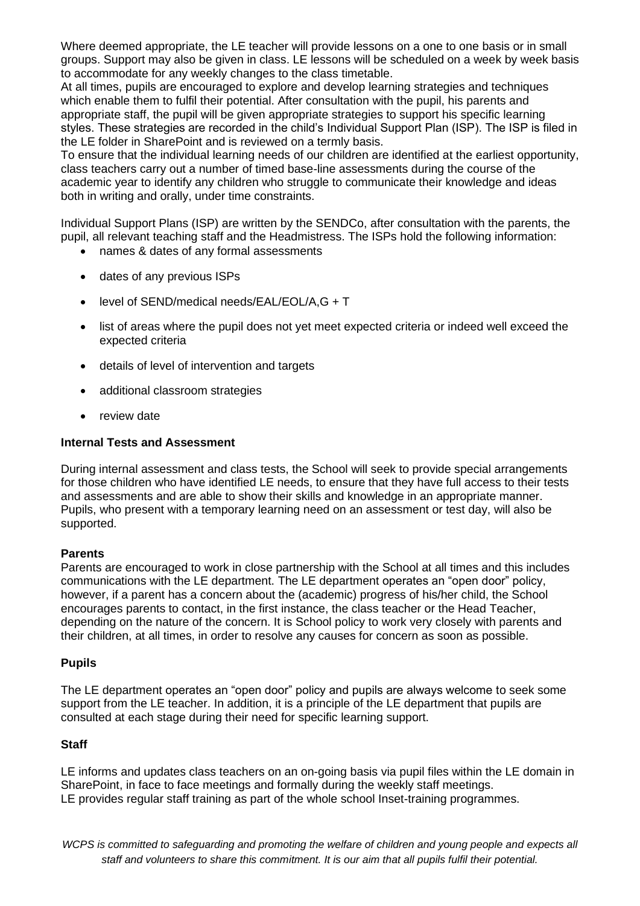Where deemed appropriate, the LE teacher will provide lessons on a one to one basis or in small groups. Support may also be given in class. LE lessons will be scheduled on a week by week basis to accommodate for any weekly changes to the class timetable.

At all times, pupils are encouraged to explore and develop learning strategies and techniques which enable them to fulfil their potential. After consultation with the pupil, his parents and appropriate staff, the pupil will be given appropriate strategies to support his specific learning styles. These strategies are recorded in the child's Individual Support Plan (ISP). The ISP is filed in the LE folder in SharePoint and is reviewed on a termly basis.

To ensure that the individual learning needs of our children are identified at the earliest opportunity, class teachers carry out a number of timed base-line assessments during the course of the academic year to identify any children who struggle to communicate their knowledge and ideas both in writing and orally, under time constraints.

Individual Support Plans (ISP) are written by the SENDCo, after consultation with the parents, the pupil, all relevant teaching staff and the Headmistress. The ISPs hold the following information:

- names & dates of any formal assessments
- dates of any previous ISPs
- level of SEND/medical needs/EAL/EOL/A,G + T
- list of areas where the pupil does not yet meet expected criteria or indeed well exceed the expected criteria
- details of level of intervention and targets
- additional classroom strategies
- review date

**Internal Tests and Assessment**

During internal assessment and class tests, the School will seek to provide special arrangements for those children who have identified LE needs, to ensure that they have full access to their tests and assessments and are able to show their skills and knowledge in an appropriate manner. Pupils, who present with a temporary learning need on an assessment or test day, will also be supported.

**Parents**

Parents are encouraged to work in close partnership with the School at all times and this includes communications with the LE department. The LE department operates an "open door" policy, however, if a parent has a concern about the (academic) progress of his/her child, the School encourages parents to contact, in the first instance, the class teacher or the Head Teacher, depending on the nature of the concern. It is School policy to work very closely with parents and their children, at all times, in order to resolve any causes for concern as soon as possible.

**Pupils**

The LE department operates an "open door" policy and pupils are always welcome to seek some support from the LE teacher. In addition, it is a principle of the LE department that pupils are consulted at each stage during their need for specific learning support.

**Staff**

LE informs and updates class teachers on an on-going basis via pupil files within the LE domain in SharePoint, in face to face meetings and formally during the weekly staff meetings.
LE provides regular staff training as part of the whole school Inset-training programmes.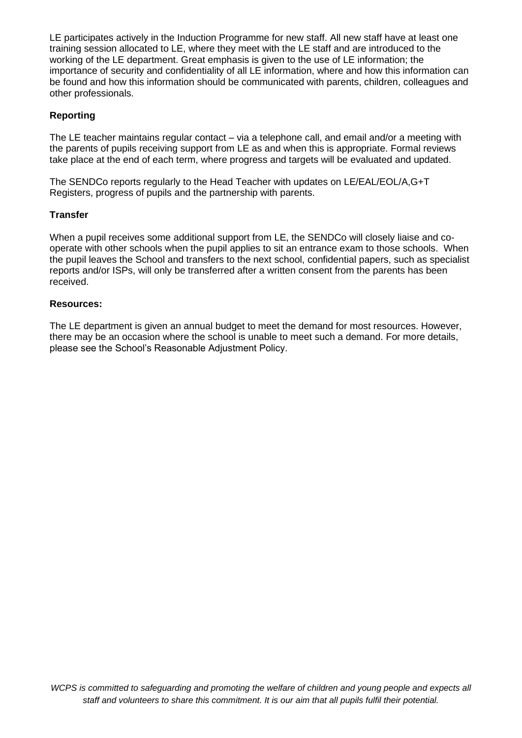LE participates actively in the Induction Programme for new staff. All new staff have at least one training session allocated to LE, where they meet with the LE staff and are introduced to the working of the LE department. Great emphasis is given to the use of LE information; the importance of security and confidentiality of all LE information, where and how this information can be found and how this information should be communicated with parents, children, colleagues and other professionals.

**Reporting**

The LE teacher maintains regular contact – via a telephone call, and email and/or a meeting with the parents of pupils receiving support from LE as and when this is appropriate. Formal reviews take place at the end of each term, where progress and targets will be evaluated and updated.

The SENDCo reports regularly to the Head Teacher with updates on LE/EAL/EOL/A,G+T Registers, progress of pupils and the partnership with parents.

**Transfer**

When a pupil receives some additional support from LE, the SENDCo will closely liaise and co-operate with other schools when the pupil applies to sit an entrance exam to those schools. When the pupil leaves the School and transfers to the next school, confidential papers, such as specialist reports and/or ISPs, will only be transferred after a written consent from the parents has been received.

**Resources:**

The LE department is given an annual budget to meet the demand for most resources. However, there may be an occasion where the school is unable to meet such a demand. For more details, please see the School's Reasonable Adjustment Policy.

*WCPS is committed to safeguarding and promoting the welfare of children and young people and expects all staff and volunteers to share this commitment. It is our aim that all pupils fulfil their potential.*